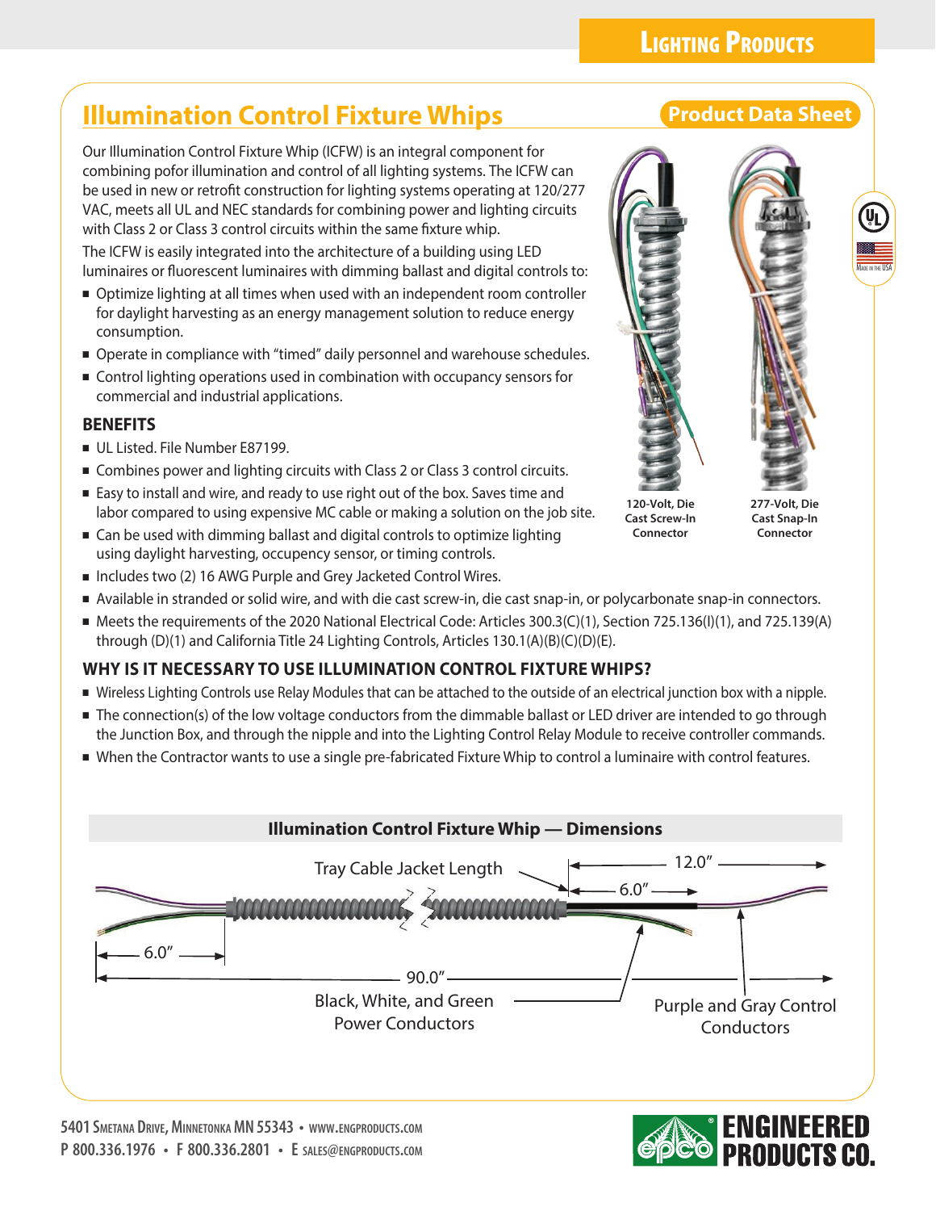# Illumination Control Fixture Whips

**Product Data Sheet**

Our Illumination Control Fixture Whip (ICFW) is an integral component for combining pofor illumination and control of all lighting systems. The ICFW can be used in new or retrofit construction for lighting systems operating at 120/277 VAC, meets all UL and NEC standards for combining power and lighting circuits with Class 2 or Class 3 control circuits within the same fixture whip.

The ICFW is easily integrated into the architecture of a building using LED luminaires or fluorescent luminaires with dimming ballast and digital controls to:

- Optimize lighting at all times when used with an independent room controller for daylight harvesting as an energy management solution to reduce energy consumption.
- Operate in compliance with "timed" daily personnel and warehouse schedules.
- Control lighting operations used in combination with occupancy sensors for commercial and industrial applications.

120-Volt, Die Cast Screw-In Connector

277-Volt, Die Cast Snap-In Connector

## BENEFITS

- UL Listed. File Number E87199.
- Combines power and lighting circuits with Class 2 or Class 3 control circuits.
- Easy to install and wire, and ready to use right out of the box. Saves time and labor compared to using expensive MC cable or making a solution on the job site.
- Can be used with dimming ballast and digital controls to optimize lighting using daylight harvesting, occupancy sensor, or timing controls.
- Includes two (2) 16 AWG Purple and Grey Jacketed Control Wires.
- Available in stranded or solid wire, and with die cast screw-in, die cast snap-in, or polycarbonate snap-in connectors.
- Meets the requirements of the 2020 National Electrical Code: Articles 300.3(C)(1), Section 725.136(I)(1), and 725.139(A) through (D)(1) and California Title 24 Lighting Controls, Articles 130.1(A)(B)(C)(D)(E).

## WHY IS IT NECESSARY TO USE ILLUMINATION CONTROL FIXTURE WHIPS?

- Wireless Lighting Controls use Relay Modules that can be attached to the outside of an electrical junction box with a nipple.
- The connection(s) of the low voltage conductors from the dimmable ballast or LED driver are intended to go through the Junction Box, and through the nipple and into the Lighting Control Relay Module to receive controller commands.
- When the Contractor wants to use a single pre-fabricated Fixture Whip to control a luminaire with control features.

### Illumination Control Fixture Whip — Dimensions

Tray Cable Jacket Length

12.0″

6.0″

6.0″

90.0″

Black, White, and Green Power Conductors

Purple and Gray Control Conductors

5401 Smetana Drive, Minnetonka MN 55343 • www.engproducts.com
P 800.336.1976 • F 800.336.2801 • E sales@engproducts.com

ENGINEERED PRODUCTS CO.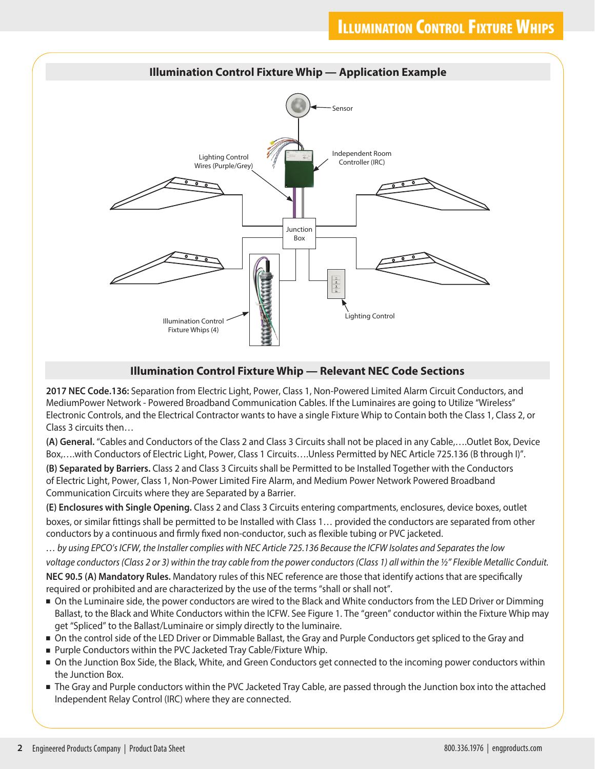# Illumination Control Fixture Whips

## Illumination Control Fixture Whip — Application Example

Sensor

Independent Room Controller (IRC)

Lighting Control Wires (Purple/Grey)

Junction Box

Illumination Control Fixture Whips (4)

Lighting Control

## Illumination Control Fixture Whip — Relevant NEC Code Sections

**2017 NEC Code.136:** Separation from Electric Light, Power, Class 1, Non-Powered Limited Alarm Circuit Conductors, and MediumPower Network - Powered Broadband Communication Cables. If the Luminaires are going to Utilize "Wireless" Electronic Controls, and the Electrical Contractor wants to have a single Fixture Whip to Contain both the Class 1, Class 2, or Class 3 circuits then…

**(A) General.** "Cables and Conductors of the Class 2 and Class 3 Circuits shall not be placed in any Cable,….Outlet Box, Device Box,….with Conductors of Electric Light, Power, Class 1 Circuits….Unless Permitted by NEC Article 725.136 (B through I)".

**(B) Separated by Barriers.** Class 2 and Class 3 Circuits shall be Permitted to be Installed Together with the Conductors of Electric Light, Power, Class 1, Non-Power Limited Fire Alarm, and Medium Power Network Powered Broadband Communication Circuits where they are Separated by a Barrier.

**(E) Enclosures with Single Opening.** Class 2 and Class 3 Circuits entering compartments, enclosures, device boxes, outlet boxes, or similar fittings shall be permitted to be Installed with Class 1… provided the conductors are separated from other conductors by a continuous and firmly fixed non-conductor, such as flexible tubing or PVC jacketed.

*… by using EPCO's ICFW, the Installer complies with NEC Article 725.136 Because the ICFW Isolates and Separates the low voltage conductors (Class 2 or 3) within the tray cable from the power conductors (Class 1) all within the ½" Flexible Metallic Conduit.*

**NEC 90.5 (A) Mandatory Rules.** Mandatory rules of this NEC reference are those that identify actions that are specifically required or prohibited and are characterized by the use of the terms "shall or shall not".

- On the Luminaire side, the power conductors are wired to the Black and White conductors from the LED Driver or Dimming Ballast, to the Black and White Conductors within the ICFW. See Figure 1. The "green" conductor within the Fixture Whip may get "Spliced" to the Ballast/Luminaire or simply directly to the luminaire.
- On the control side of the LED Driver or Dimmable Ballast, the Gray and Purple Conductors get spliced to the Gray and
- Purple Conductors within the PVC Jacketed Tray Cable/Fixture Whip.
- On the Junction Box Side, the Black, White, and Green Conductors get connected to the incoming power conductors within the Junction Box.
- The Gray and Purple conductors within the PVC Jacketed Tray Cable, are passed through the Junction box into the attached Independent Relay Control (IRC) where they are connected.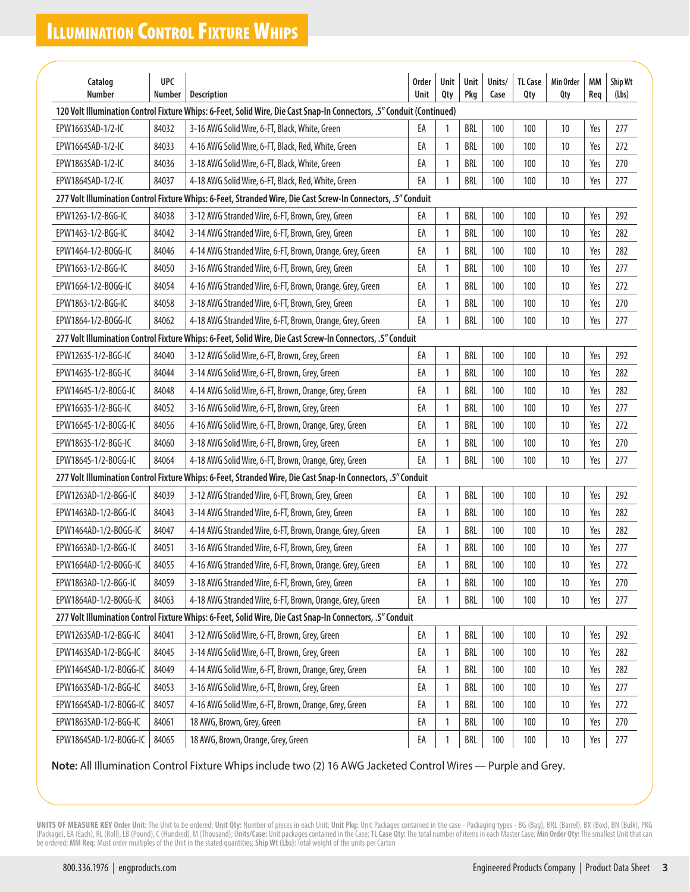# Illumination Control Fixture Whips

| Catalog Number | UPC Number | Description | Order Unit | Unit Qty | Unit Pkg | Units/ Case | TL Case Qty | Min Order Qty | MM Req | Ship Wt (Lbs) |
|---|---|---|---|---|---|---|---|---|---|---|
| **120 Volt Illumination Control Fixture Whips: 6-Feet, Solid Wire, Die Cast Snap-In Connectors, .5" Conduit (Continued)** | | | | | | | | | | |
| EPW1663SAD-1/2-IC | 84032 | 3-16 AWG Solid Wire, 6-FT, Black, White, Green | EA | 1 | BRL | 100 | 100 | 10 | Yes | 277 |
| EPW1664SAD-1/2-IC | 84033 | 4-16 AWG Solid Wire, 6-FT, Black, Red, White, Green | EA | 1 | BRL | 100 | 100 | 10 | Yes | 272 |
| EPW1863SAD-1/2-IC | 84036 | 3-18 AWG Solid Wire, 6-FT, Black, White, Green | EA | 1 | BRL | 100 | 100 | 10 | Yes | 270 |
| EPW1864SAD-1/2-IC | 84037 | 4-18 AWG Solid Wire, 6-FT, Black, Red, White, Green | EA | 1 | BRL | 100 | 100 | 10 | Yes | 277 |
| **277 Volt Illumination Control Fixture Whips: 6-Feet, Stranded Wire, Die Cast Screw-In Connectors, .5" Conduit** | | | | | | | | | | |
| EPW1263-1/2-BGG-IC | 84038 | 3-12 AWG Stranded Wire, 6-FT, Brown, Grey, Green | EA | 1 | BRL | 100 | 100 | 10 | Yes | 292 |
| EPW1463-1/2-BGG-IC | 84042 | 3-14 AWG Stranded Wire, 6-FT, Brown, Grey, Green | EA | 1 | BRL | 100 | 100 | 10 | Yes | 282 |
| EPW1464-1/2-BOGG-IC | 84046 | 4-14 AWG Stranded Wire, 6-FT, Brown, Orange, Grey, Green | EA | 1 | BRL | 100 | 100 | 10 | Yes | 282 |
| EPW1663-1/2-BGG-IC | 84050 | 3-16 AWG Stranded Wire, 6-FT, Brown, Grey, Green | EA | 1 | BRL | 100 | 100 | 10 | Yes | 277 |
| EPW1664-1/2-BOGG-IC | 84054 | 4-16 AWG Stranded Wire, 6-FT, Brown, Orange, Grey, Green | EA | 1 | BRL | 100 | 100 | 10 | Yes | 272 |
| EPW1863-1/2-BGG-IC | 84058 | 3-18 AWG Stranded Wire, 6-FT, Brown, Grey, Green | EA | 1 | BRL | 100 | 100 | 10 | Yes | 270 |
| EPW1864-1/2-BOGG-IC | 84062 | 4-18 AWG Stranded Wire, 6-FT, Brown, Orange, Grey, Green | EA | 1 | BRL | 100 | 100 | 10 | Yes | 277 |
| **277 Volt Illumination Control Fixture Whips: 6-Feet, Solid Wire, Die Cast Screw-In Connectors, .5" Conduit** | | | | | | | | | | |
| EPW1263S-1/2-BGG-IC | 84040 | 3-12 AWG Solid Wire, 6-FT, Brown, Grey, Green | EA | 1 | BRL | 100 | 100 | 10 | Yes | 292 |
| EPW1463S-1/2-BGG-IC | 84044 | 3-14 AWG Solid Wire, 6-FT, Brown, Grey, Green | EA | 1 | BRL | 100 | 100 | 10 | Yes | 282 |
| EPW1464S-1/2-BOGG-IC | 84048 | 4-14 AWG Solid Wire, 6-FT, Brown, Orange, Grey, Green | EA | 1 | BRL | 100 | 100 | 10 | Yes | 282 |
| EPW1663S-1/2-BGG-IC | 84052 | 3-16 AWG Solid Wire, 6-FT, Brown, Grey, Green | EA | 1 | BRL | 100 | 100 | 10 | Yes | 277 |
| EPW1664S-1/2-BOGG-IC | 84056 | 4-16 AWG Solid Wire, 6-FT, Brown, Orange, Grey, Green | EA | 1 | BRL | 100 | 100 | 10 | Yes | 272 |
| EPW1863S-1/2-BGG-IC | 84060 | 3-18 AWG Solid Wire, 6-FT, Brown, Grey, Green | EA | 1 | BRL | 100 | 100 | 10 | Yes | 270 |
| EPW1864S-1/2-BOGG-IC | 84064 | 4-18 AWG Solid Wire, 6-FT, Brown, Orange, Grey, Green | EA | 1 | BRL | 100 | 100 | 10 | Yes | 277 |
| **277 Volt Illumination Control Fixture Whips: 6-Feet, Stranded Wire, Die Cast Snap-In Connectors, .5" Conduit** | | | | | | | | | | |
| EPW1263AD-1/2-BGG-IC | 84039 | 3-12 AWG Stranded Wire, 6-FT, Brown, Grey, Green | EA | 1 | BRL | 100 | 100 | 10 | Yes | 292 |
| EPW1463AD-1/2-BGG-IC | 84043 | 3-14 AWG Stranded Wire, 6-FT, Brown, Grey, Green | EA | 1 | BRL | 100 | 100 | 10 | Yes | 282 |
| EPW1464AD-1/2-BOGG-IC | 84047 | 4-14 AWG Stranded Wire, 6-FT, Brown, Orange, Grey, Green | EA | 1 | BRL | 100 | 100 | 10 | Yes | 282 |
| EPW1663AD-1/2-BGG-IC | 84051 | 3-16 AWG Stranded Wire, 6-FT, Brown, Grey, Green | EA | 1 | BRL | 100 | 100 | 10 | Yes | 277 |
| EPW1664AD-1/2-BOGG-IC | 84055 | 4-16 AWG Stranded Wire, 6-FT, Brown, Orange, Grey, Green | EA | 1 | BRL | 100 | 100 | 10 | Yes | 272 |
| EPW1863AD-1/2-BGG-IC | 84059 | 3-18 AWG Stranded Wire, 6-FT, Brown, Grey, Green | EA | 1 | BRL | 100 | 100 | 10 | Yes | 270 |
| EPW1864AD-1/2-BOGG-IC | 84063 | 4-18 AWG Stranded Wire, 6-FT, Brown, Orange, Grey, Green | EA | 1 | BRL | 100 | 100 | 10 | Yes | 277 |
| **277 Volt Illumination Control Fixture Whips: 6-Feet, Solid Wire, Die Cast Snap-In Connectors, .5" Conduit** | | | | | | | | | | |
| EPW1263SAD-1/2-BGG-IC | 84041 | 3-12 AWG Solid Wire, 6-FT, Brown, Grey, Green | EA | 1 | BRL | 100 | 100 | 10 | Yes | 292 |
| EPW1463SAD-1/2-BGG-IC | 84045 | 3-14 AWG Solid Wire, 6-FT, Brown, Grey, Green | EA | 1 | BRL | 100 | 100 | 10 | Yes | 282 |
| EPW1464SAD-1/2-BOGG-IC | 84049 | 4-14 AWG Solid Wire, 6-FT, Brown, Orange, Grey, Green | EA | 1 | BRL | 100 | 100 | 10 | Yes | 282 |
| EPW1663SAD-1/2-BGG-IC | 84053 | 3-16 AWG Solid Wire, 6-FT, Brown, Grey, Green | EA | 1 | BRL | 100 | 100 | 10 | Yes | 277 |
| EPW1664SAD-1/2-BOGG-IC | 84057 | 4-16 AWG Solid Wire, 6-FT, Brown, Orange, Grey, Green | EA | 1 | BRL | 100 | 100 | 10 | Yes | 272 |
| EPW1863SAD-1/2-BGG-IC | 84061 | 18 AWG, Brown, Grey, Green | EA | 1 | BRL | 100 | 100 | 10 | Yes | 270 |
| EPW1864SAD-1/2-BOGG-IC | 84065 | 18 AWG, Brown, Orange, Grey, Green | EA | 1 | BRL | 100 | 100 | 10 | Yes | 277 |

**Note:** All Illumination Control Fixture Whips include two (2) 16 AWG Jacketed Control Wires — Purple and Grey.

**UNITS OF MEASURE KEY Order Unit:** The Unit to be ordered; **Unit Qty:** Number of pieces in each Unit; **Unit Pkg:** Unit Packages contained in the case - Packaging types - BG (Bag), BRL (Barrel), BX (Box), BN (Bulk), PKG (Package), EA (Each), RL (Roll), LB (Pound), C (Hundred), M (Thousand); **Units/Case:** Unit packages contained in the Case; **TL Case Qty:** The total number of items in each Master Case; **Min Order Qty:** The smallest Unit that can be ordered; **MM Req:** Must order multiples of the Unit in the stated quantities; **Ship Wt (Lbs):** Total weight of the units per Carton

800.336.1976 | engproducts.com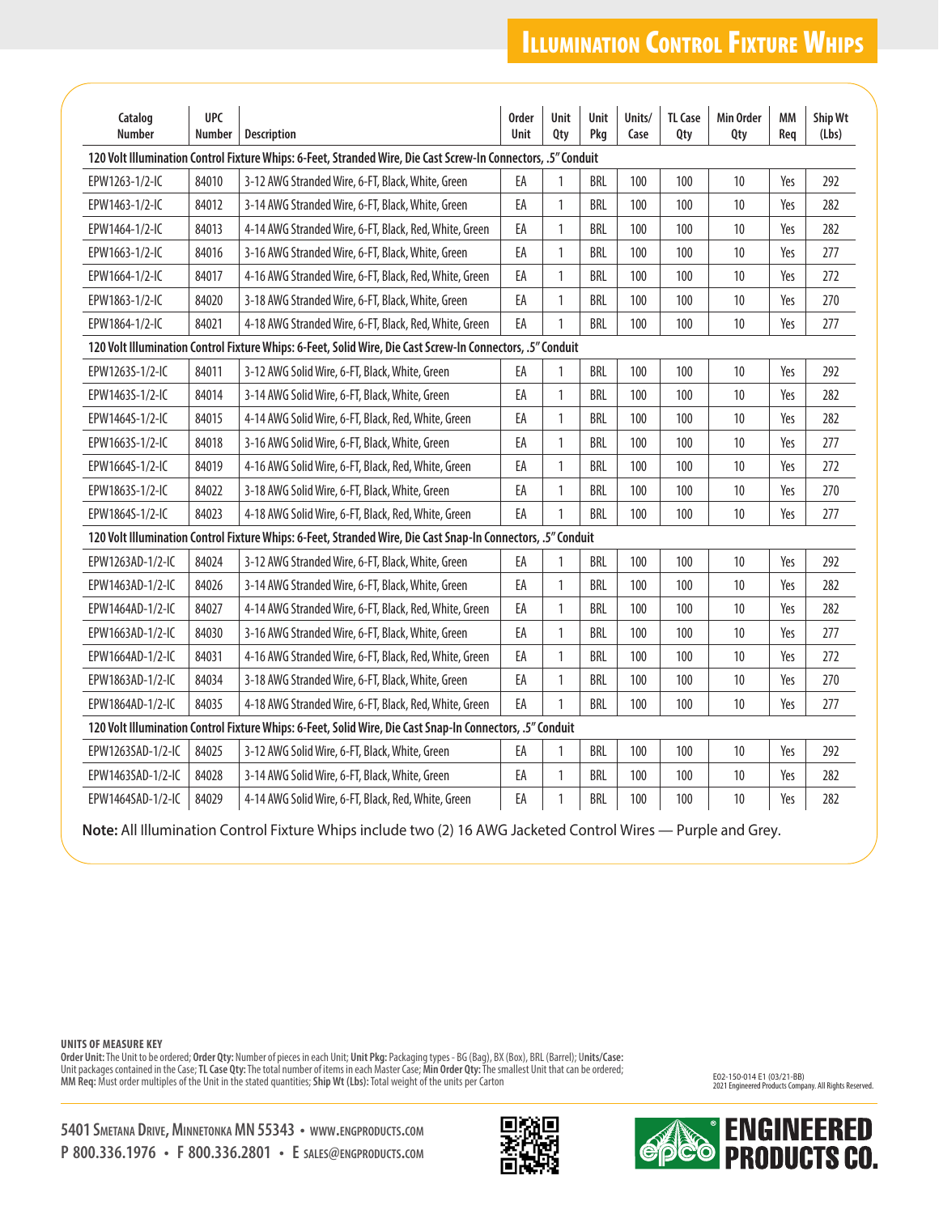# Illumination Control Fixture Whips

| Catalog Number | UPC Number | Description | Order Unit | Unit Qty | Unit Pkg | Units/ Case | TL Case Qty | Min Order Qty | MM Req | Ship Wt (Lbs) |
|---|---|---|---|---|---|---|---|---|---|---|
| **120 Volt Illumination Control Fixture Whips: 6-Feet, Stranded Wire, Die Cast Screw-In Connectors, .5" Conduit** | | | | | | | | | | |
| EPW1263-1/2-IC | 84010 | 3-12 AWG Stranded Wire, 6-FT, Black, White, Green | EA | 1 | BRL | 100 | 100 | 10 | Yes | 292 |
| EPW1463-1/2-IC | 84012 | 3-14 AWG Stranded Wire, 6-FT, Black, White, Green | EA | 1 | BRL | 100 | 100 | 10 | Yes | 282 |
| EPW1464-1/2-IC | 84013 | 4-14 AWG Stranded Wire, 6-FT, Black, Red, White, Green | EA | 1 | BRL | 100 | 100 | 10 | Yes | 282 |
| EPW1663-1/2-IC | 84016 | 3-16 AWG Stranded Wire, 6-FT, Black, White, Green | EA | 1 | BRL | 100 | 100 | 10 | Yes | 277 |
| EPW1664-1/2-IC | 84017 | 4-16 AWG Stranded Wire, 6-FT, Black, Red, White, Green | EA | 1 | BRL | 100 | 100 | 10 | Yes | 272 |
| EPW1863-1/2-IC | 84020 | 3-18 AWG Stranded Wire, 6-FT, Black, White, Green | EA | 1 | BRL | 100 | 100 | 10 | Yes | 270 |
| EPW1864-1/2-IC | 84021 | 4-18 AWG Stranded Wire, 6-FT, Black, Red, White, Green | EA | 1 | BRL | 100 | 100 | 10 | Yes | 277 |
| **120 Volt Illumination Control Fixture Whips: 6-Feet, Solid Wire, Die Cast Screw-In Connectors, .5" Conduit** | | | | | | | | | | |
| EPW1263S-1/2-IC | 84011 | 3-12 AWG Solid Wire, 6-FT, Black, White, Green | EA | 1 | BRL | 100 | 100 | 10 | Yes | 292 |
| EPW1463S-1/2-IC | 84014 | 3-14 AWG Solid Wire, 6-FT, Black, White, Green | EA | 1 | BRL | 100 | 100 | 10 | Yes | 282 |
| EPW1464S-1/2-IC | 84015 | 4-14 AWG Solid Wire, 6-FT, Black, Red, White, Green | EA | 1 | BRL | 100 | 100 | 10 | Yes | 282 |
| EPW1663S-1/2-IC | 84018 | 3-16 AWG Solid Wire, 6-FT, Black, White, Green | EA | 1 | BRL | 100 | 100 | 10 | Yes | 277 |
| EPW1664S-1/2-IC | 84019 | 4-16 AWG Solid Wire, 6-FT, Black, Red, White, Green | EA | 1 | BRL | 100 | 100 | 10 | Yes | 272 |
| EPW1863S-1/2-IC | 84022 | 3-18 AWG Solid Wire, 6-FT, Black, White, Green | EA | 1 | BRL | 100 | 100 | 10 | Yes | 270 |
| EPW1864S-1/2-IC | 84023 | 4-18 AWG Solid Wire, 6-FT, Black, Red, White, Green | EA | 1 | BRL | 100 | 100 | 10 | Yes | 277 |
| **120 Volt Illumination Control Fixture Whips: 6-Feet, Stranded Wire, Die Cast Snap-In Connectors, .5" Conduit** | | | | | | | | | | |
| EPW1263AD-1/2-IC | 84024 | 3-12 AWG Stranded Wire, 6-FT, Black, White, Green | EA | 1 | BRL | 100 | 100 | 10 | Yes | 292 |
| EPW1463AD-1/2-IC | 84026 | 3-14 AWG Stranded Wire, 6-FT, Black, White, Green | EA | 1 | BRL | 100 | 100 | 10 | Yes | 282 |
| EPW1464AD-1/2-IC | 84027 | 4-14 AWG Stranded Wire, 6-FT, Black, Red, White, Green | EA | 1 | BRL | 100 | 100 | 10 | Yes | 282 |
| EPW1663AD-1/2-IC | 84030 | 3-16 AWG Stranded Wire, 6-FT, Black, White, Green | EA | 1 | BRL | 100 | 100 | 10 | Yes | 277 |
| EPW1664AD-1/2-IC | 84031 | 4-16 AWG Stranded Wire, 6-FT, Black, Red, White, Green | EA | 1 | BRL | 100 | 100 | 10 | Yes | 272 |
| EPW1863AD-1/2-IC | 84034 | 3-18 AWG Stranded Wire, 6-FT, Black, White, Green | EA | 1 | BRL | 100 | 100 | 10 | Yes | 270 |
| EPW1864AD-1/2-IC | 84035 | 4-18 AWG Stranded Wire, 6-FT, Black, Red, White, Green | EA | 1 | BRL | 100 | 100 | 10 | Yes | 277 |
| **120 Volt Illumination Control Fixture Whips: 6-Feet, Solid Wire, Die Cast Snap-In Connectors, .5" Conduit** | | | | | | | | | | |
| EPW1263SAD-1/2-IC | 84025 | 3-12 AWG Solid Wire, 6-FT, Black, White, Green | EA | 1 | BRL | 100 | 100 | 10 | Yes | 292 |
| EPW1463SAD-1/2-IC | 84028 | 3-14 AWG Solid Wire, 6-FT, Black, White, Green | EA | 1 | BRL | 100 | 100 | 10 | Yes | 282 |
| EPW1464SAD-1/2-IC | 84029 | 4-14 AWG Solid Wire, 6-FT, Black, Red, White, Green | EA | 1 | BRL | 100 | 100 | 10 | Yes | 282 |

**Note:** All Illumination Control Fixture Whips include two (2) 16 AWG Jacketed Control Wires — Purple and Grey.

**UNITS OF MEASURE KEY**
**Order Unit:** The Unit to be ordered; **Order Qty:** Number of pieces in each Unit; **Unit Pkg:** Packaging types - BG (Bag), BX (Box), BRL (Barrel); **Units/Case:** Unit packages contained in the Case; **TL Case Qty:** The total number of items in each Master Case; **Min Order Qty:** The smallest Unit that can be ordered; **MM Req:** Must order multiples of the Unit in the stated quantities; **Ship Wt (Lbs):** Total weight of the units per Carton

E02-150-014 E1 (03/21-BB)
2021 Engineered Products Company. All Rights Reserved.

5401 Smetana Drive, Minnetonka MN 55343 • www.engproducts.com
P 800.336.1976 • F 800.336.2801 • E sales@engproducts.com

ENGINEERED PRODUCTS CO.